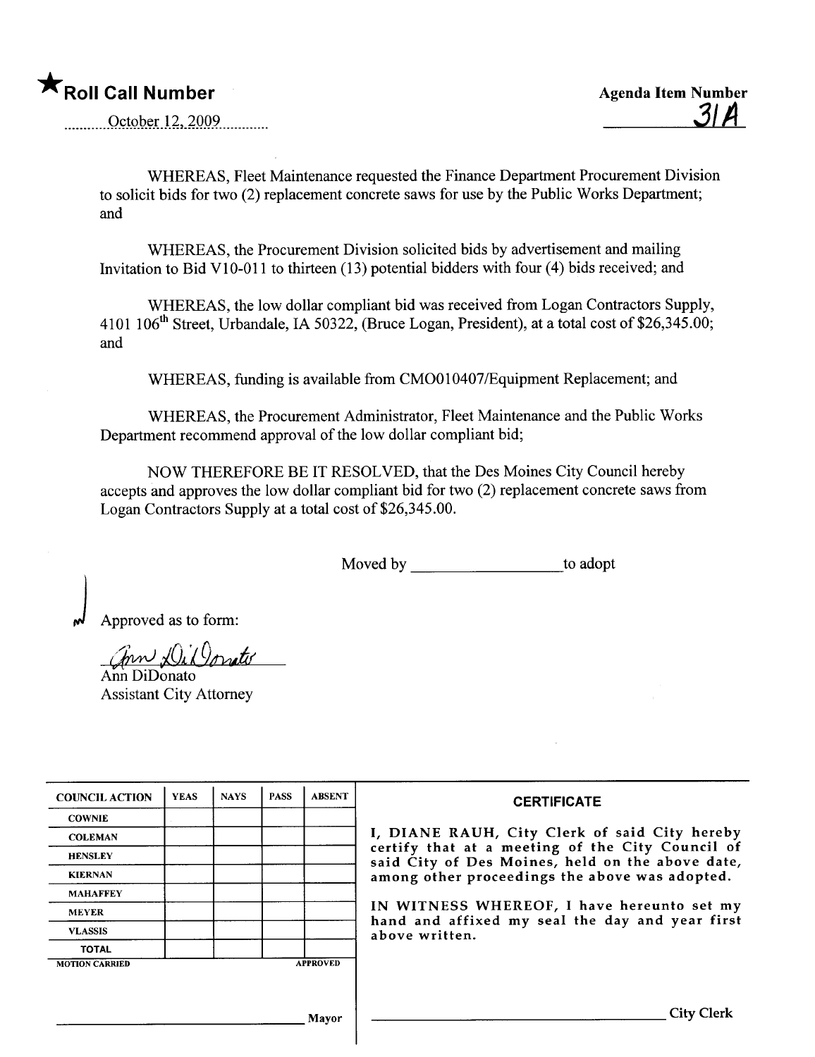★**Roll Call Number**

October 12, 2009

**Agenda Item Number**

31A

WHEREAS, Fleet Maintenance requested the Finance Department Procurement Division to solicit bids for two (2) replacement concrete saws for use by the Public Works Department; and

WHEREAS, the Procurement Division solicited bids by advertisement and mailing Invitation to Bid V10-011 to thirteen (13) potential bidders with four (4) bids received; and

WHEREAS, the low dollar compliant bid was received from Logan Contractors Supply, 4101 106th Street, Urbandale, IA 50322, (Bruce Logan, President), at a total cost of $26,345.00; and

WHEREAS, funding is available from CMO010407/Equipment Replacement; and

WHEREAS, the Procurement Administrator, Fleet Maintenance and the Public Works Department recommend approval of the low dollar compliant bid;

NOW THEREFORE BE IT RESOLVED, that the Des Moines City Council hereby accepts and approves the low dollar compliant bid for two (2) replacement concrete saws from Logan Contractors Supply at a total cost of $26,345.00.

Moved by ________________ to adopt

Approved as to form:

Ann DiDonato
Assistant City Attorney

| COUNCIL ACTION | YEAS | NAYS | PASS | ABSENT |
|---|---|---|---|---|
| COWNIE | | | | |
| COLEMAN | | | | |
| HENSLEY | | | | |
| KIERNAN | | | | |
| MAHAFFEY | | | | |
| MEYER | | | | |
| VLASSIS | | | | |
| TOTAL | | | | |

MOTION CARRIED APPROVED

________________________ Mayor

**CERTIFICATE**

I, DIANE RAUH, City Clerk of said City hereby certify that at a meeting of the City Council of said City of Des Moines, held on the above date, among other proceedings the above was adopted.

IN WITNESS WHEREOF, I have hereunto set my hand and affixed my seal the day and year first above written.

________________________ City Clerk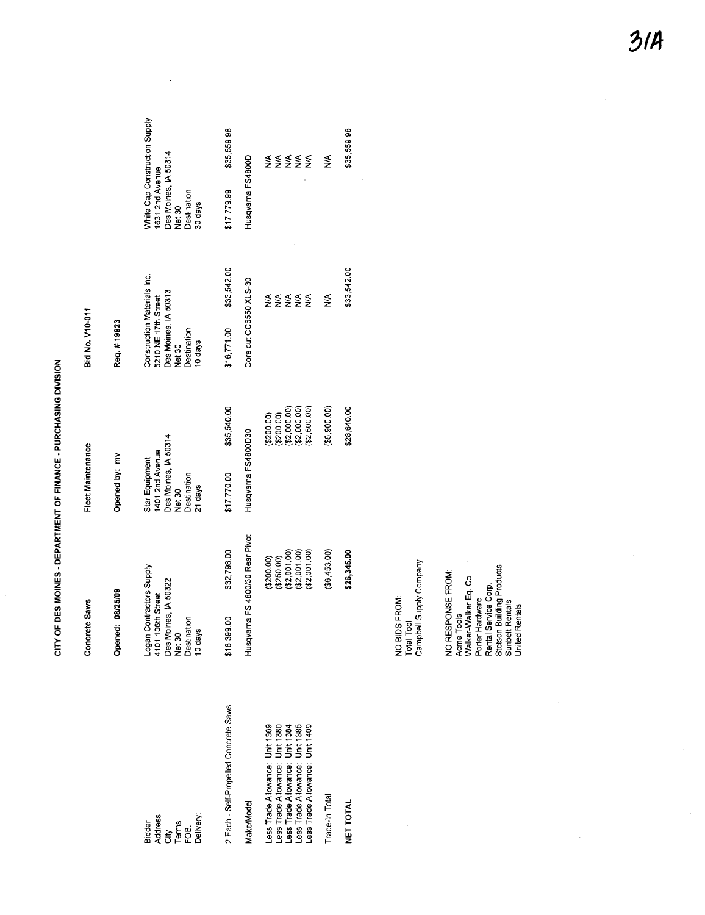# CITY OF DES MOINES - DEPARTMENT OF FINANCE - PURCHASING DIVISION

| | Concrete Saws | | Fleet Maintenance | | Bid No. V10-011 | | | |
|---|---|---|---|---|---|---|---|---|
| | Opened: 08/25/09 | | Opened by: mv | | Req. # 19923 | | | |
| Bidder | Logan Contractors Supply | | Star Equipment | | Construction Materials Inc. | | White Cap Construction Supply | |
| Address | 4101 106th Street | | 1401 2nd Avenue | | 5210 NE 17th Street | | 1631 2nd Avenue | |
| City | Des Moines, IA 50322 | | Des Moines, IA 50314 | | Des Moines, IA 50313 | | Des Moines, IA 50314 | |
| Terms | Net 30 | | Net 30 | | Net 30 | | Net 30 | |
| FOB: | Destination | | Destination | | Destination | | Destination | |
| Delivery: | 10 days | | 21 days | | 10 days | | 30 days | |
| 2 Each - Self-Propelled Concrete Saws | $16,399.00 | $32,798.00 | $17,770.00 | $35,540.00 | $16,771.00 | $33,542.00 | $17,779.99 | $35,559.98 |
| Make/Model | Husqvarna FS 4800/30 Rear Pivot | | Husqvarna FS4800D30 | | Core cut CC6550 XLS-30 | | Husqvarna FS4800D | |
| Less Trade Allowance: Unit 1369 | | ($200.00) | | ($200.00) | | N/A | | N/A |
| Less Trade Allowance: Unit 1380 | | ($250.00) | | ($200.00) | | N/A | | N/A |
| Less Trade Allowance: Unit 1384 | | ($2,001.00) | | ($2,000.00) | | N/A | | N/A |
| Less Trade Allowance: Unit 1385 | | ($2,001.00) | | ($2,000.00) | | N/A | | N/A |
| Less Trade Allowance: Unit 1409 | | ($2,001.00) | | ($2,500.00) | | N/A | | N/A |
| Trade-In Total | | ($6,453.00) | | ($6,900.00) | | N/A | | N/A |
| **NET TOTAL** | | **$26,345.00** | | $28,640.00 | | $33,542.00 | | $35,559.98 |

NO BIDS FROM:
Total Tool
Campbell Supply Company

NO RESPONSE FROM:
Acme Tools
Walker-Walker Eq. Co.
Porter Hardware
Rental Service Corp.
Stetson Building Products
Sunbelt Rentals
United Rentals